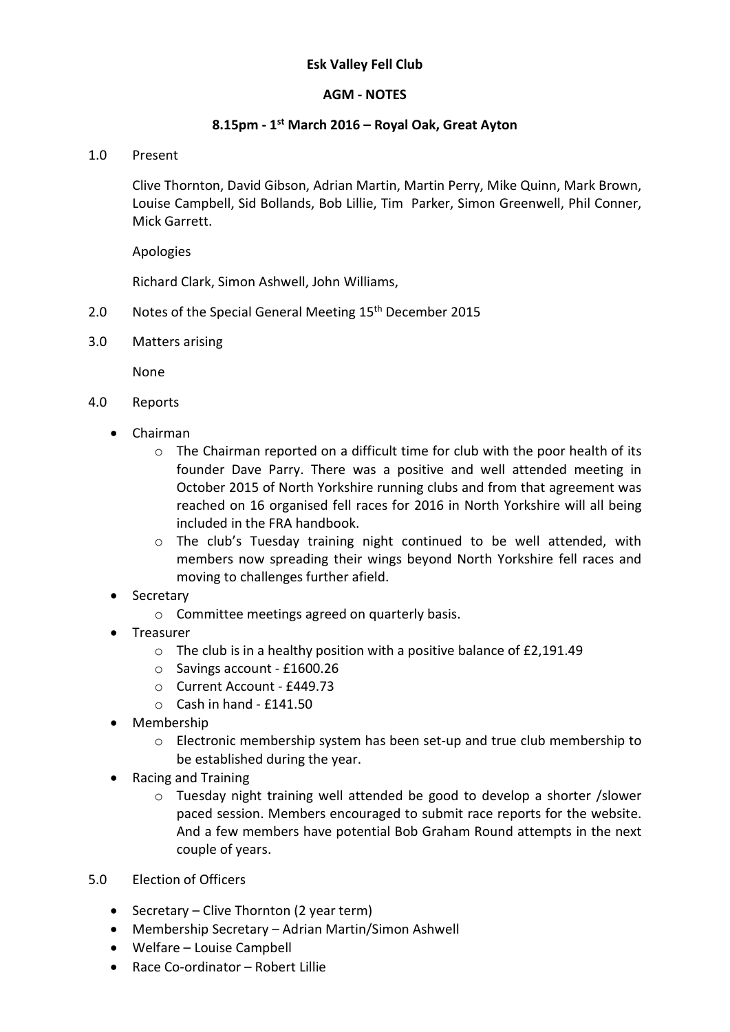**Esk Valley Fell Club**

**AGM - NOTES**

**8.15pm - 1st March 2016 – Royal Oak, Great Ayton**

1.0 Present

Clive Thornton, David Gibson, Adrian Martin, Martin Perry, Mike Quinn, Mark Brown, Louise Campbell, Sid Bollands, Bob Lillie, Tim Parker, Simon Greenwell, Phil Conner, Mick Garrett.

Apologies

Richard Clark, Simon Ashwell, John Williams,

2.0 Notes of the Special General Meeting 15th December 2015

3.0 Matters arising

None

4.0 Reports

- Chairman
  - The Chairman reported on a difficult time for club with the poor health of its founder Dave Parry. There was a positive and well attended meeting in October 2015 of North Yorkshire running clubs and from that agreement was reached on 16 organised fell races for 2016 in North Yorkshire will all being included in the FRA handbook.
  - The club's Tuesday training night continued to be well attended, with members now spreading their wings beyond North Yorkshire fell races and moving to challenges further afield.
- Secretary
  - Committee meetings agreed on quarterly basis.
- Treasurer
  - The club is in a healthy position with a positive balance of £2,191.49
  - Savings account - £1600.26
  - Current Account - £449.73
  - Cash in hand - £141.50
- Membership
  - Electronic membership system has been set-up and true club membership to be established during the year.
- Racing and Training
  - Tuesday night training well attended be good to develop a shorter /slower paced session. Members encouraged to submit race reports for the website. And a few members have potential Bob Graham Round attempts in the next couple of years.

5.0 Election of Officers

- Secretary – Clive Thornton (2 year term)
- Membership Secretary – Adrian Martin/Simon Ashwell
- Welfare – Louise Campbell
- Race Co-ordinator – Robert Lillie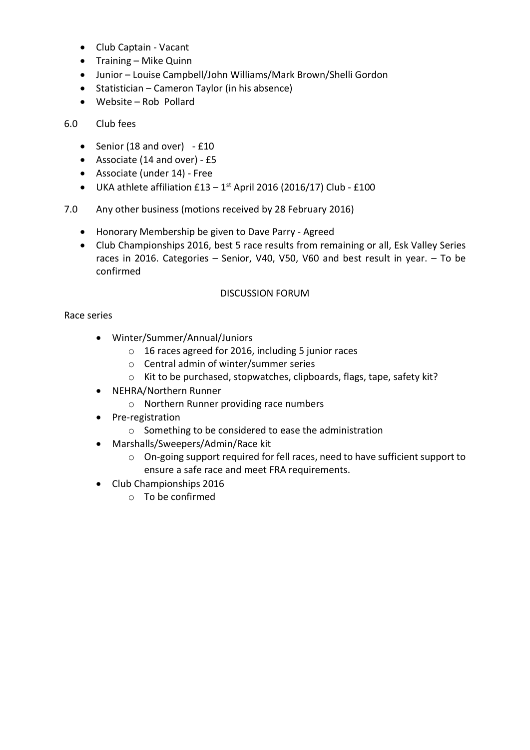- Club Captain - Vacant
- Training – Mike Quinn
- Junior – Louise Campbell/John Williams/Mark Brown/Shelli Gordon
- Statistician – Cameron Taylor (in his absence)
- Website – Rob Pollard

6.0 Club fees

- Senior (18 and over) - £10
- Associate (14 and over) - £5
- Associate (under 14) - Free
- UKA athlete affiliation £13 – 1st April 2016 (2016/17) Club - £100

7.0 Any other business (motions received by 28 February 2016)

- Honorary Membership be given to Dave Parry - Agreed
- Club Championships 2016, best 5 race results from remaining or all, Esk Valley Series races in 2016. Categories – Senior, V40, V50, V60 and best result in year. – To be confirmed

DISCUSSION FORUM

Race series

- Winter/Summer/Annual/Juniors
  - 16 races agreed for 2016, including 5 junior races
  - Central admin of winter/summer series
  - Kit to be purchased, stopwatches, clipboards, flags, tape, safety kit?
- NEHRA/Northern Runner
  - Northern Runner providing race numbers
- Pre-registration
  - Something to be considered to ease the administration
- Marshalls/Sweepers/Admin/Race kit
  - On-going support required for fell races, need to have sufficient support to ensure a safe race and meet FRA requirements.
- Club Championships 2016
  - To be confirmed